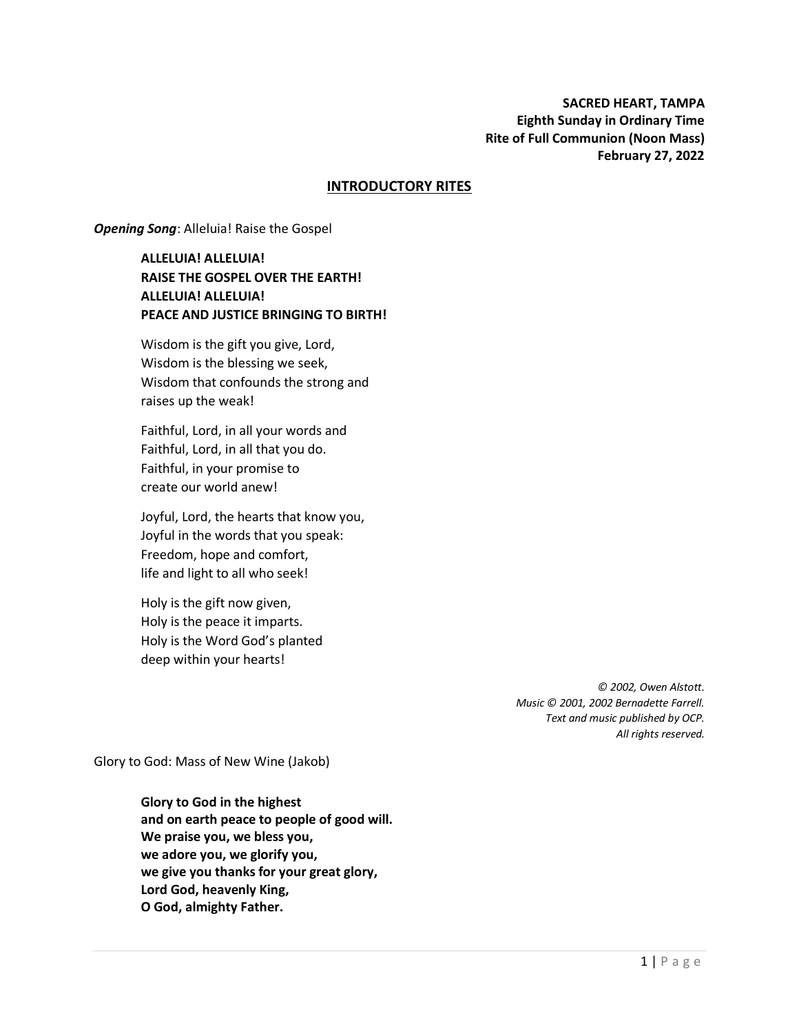**SACRED HEART, TAMPA**
**Eighth Sunday in Ordinary Time**
**Rite of Full Communion (Noon Mass)**
**February 27, 2022**

## INTRODUCTORY RITES

***Opening Song***: Alleluia! Raise the Gospel

**ALLELUIA! ALLELUIA!**
**RAISE THE GOSPEL OVER THE EARTH!**
**ALLELUIA! ALLELUIA!**
**PEACE AND JUSTICE BRINGING TO BIRTH!**

Wisdom is the gift you give, Lord,
Wisdom is the blessing we seek,
Wisdom that confounds the strong and
raises up the weak!

Faithful, Lord, in all your words and
Faithful, Lord, in all that you do.
Faithful, in your promise to
create our world anew!

Joyful, Lord, the hearts that know you,
Joyful in the words that you speak:
Freedom, hope and comfort,
life and light to all who seek!

Holy is the gift now given,
Holy is the peace it imparts.
Holy is the Word God's planted
deep within your hearts!

*© 2002, Owen Alstott.*
*Music © 2001, 2002 Bernadette Farrell.*
*Text and music published by OCP.*
*All rights reserved.*

Glory to God: Mass of New Wine (Jakob)

**Glory to God in the highest**
**and on earth peace to people of good will.**
**We praise you, we bless you,**
**we adore you, we glorify you,**
**we give you thanks for your great glory,**
**Lord God, heavenly King,**
**O God, almighty Father.**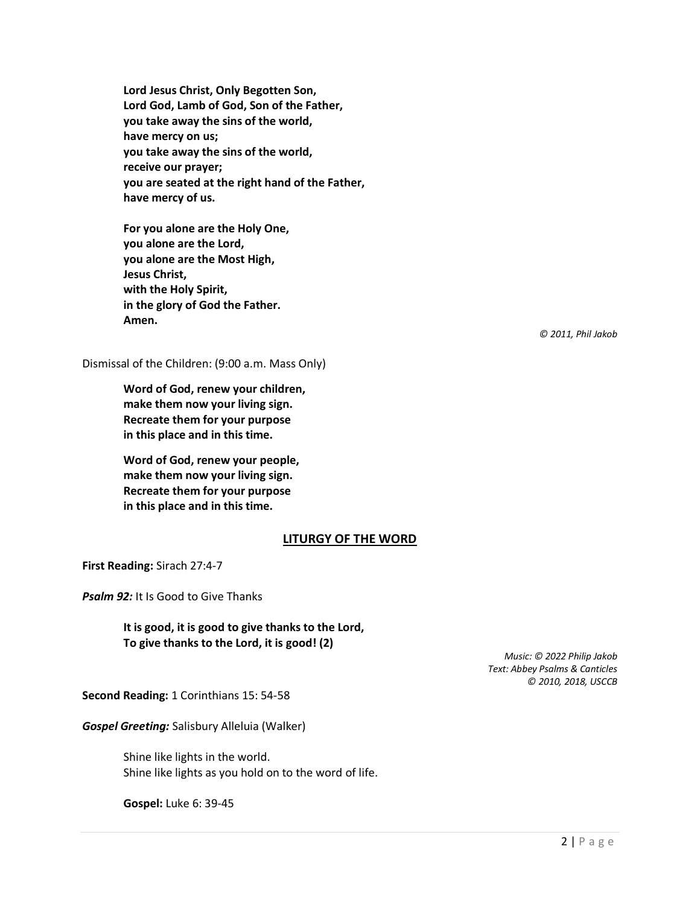**Lord Jesus Christ, Only Begotten Son,**
**Lord God, Lamb of God, Son of the Father,**
**you take away the sins of the world,**
**have mercy on us;**
**you take away the sins of the world,**
**receive our prayer;**
**you are seated at the right hand of the Father,**
**have mercy of us.**

**For you alone are the Holy One,**
**you alone are the Lord,**
**you alone are the Most High,**
**Jesus Christ,**
**with the Holy Spirit,**
**in the glory of God the Father.**
**Amen.**

*© 2011, Phil Jakob*

Dismissal of the Children: (9:00 a.m. Mass Only)

**Word of God, renew your children,**
**make them now your living sign.**
**Recreate them for your purpose**
**in this place and in this time.**

**Word of God, renew your people,**
**make them now your living sign.**
**Recreate them for your purpose**
**in this place and in this time.**

## LITURGY OF THE WORD

**First Reading:** Sirach 27:4-7

***Psalm 92:*** It Is Good to Give Thanks

**It is good, it is good to give thanks to the Lord,**
**To give thanks to the Lord, it is good! (2)**

*Music: © 2022 Philip Jakob*
*Text: Abbey Psalms & Canticles*
*© 2010, 2018, USCCB*

**Second Reading:** 1 Corinthians 15: 54-58

***Gospel Greeting:*** Salisbury Alleluia (Walker)

Shine like lights in the world.
Shine like lights as you hold on to the word of life.

**Gospel:** Luke 6: 39-45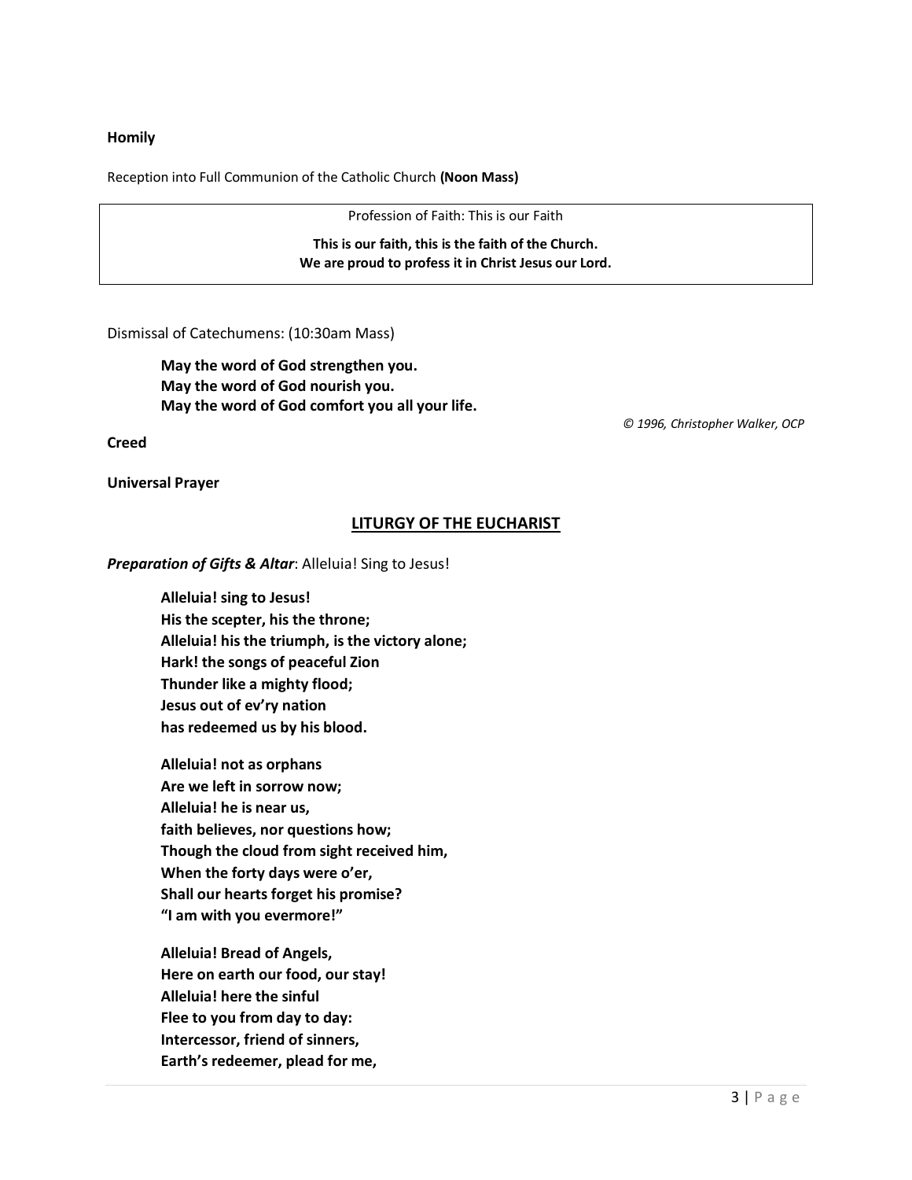**Homily**

Reception into Full Communion of the Catholic Church **(Noon Mass)**

Profession of Faith: This is our Faith

**This is our faith, this is the faith of the Church.**
**We are proud to profess it in Christ Jesus our Lord.**

Dismissal of Catechumens: (10:30am Mass)

**May the word of God strengthen you.**
**May the word of God nourish you.**
**May the word of God comfort you all your life.**

*© 1996, Christopher Walker, OCP*

**Creed**

**Universal Prayer**

## LITURGY OF THE EUCHARIST

***Preparation of Gifts & Altar***: Alleluia! Sing to Jesus!

**Alleluia! sing to Jesus!**
**His the scepter, his the throne;**
**Alleluia! his the triumph, is the victory alone;**
**Hark! the songs of peaceful Zion**
**Thunder like a mighty flood;**
**Jesus out of ev'ry nation**
**has redeemed us by his blood.**

**Alleluia! not as orphans**
**Are we left in sorrow now;**
**Alleluia! he is near us,**
**faith believes, nor questions how;**
**Though the cloud from sight received him,**
**When the forty days were o'er,**
**Shall our hearts forget his promise?**
**"I am with you evermore!"**

**Alleluia! Bread of Angels,**
**Here on earth our food, our stay!**
**Alleluia! here the sinful**
**Flee to you from day to day:**
**Intercessor, friend of sinners,**
**Earth's redeemer, plead for me,**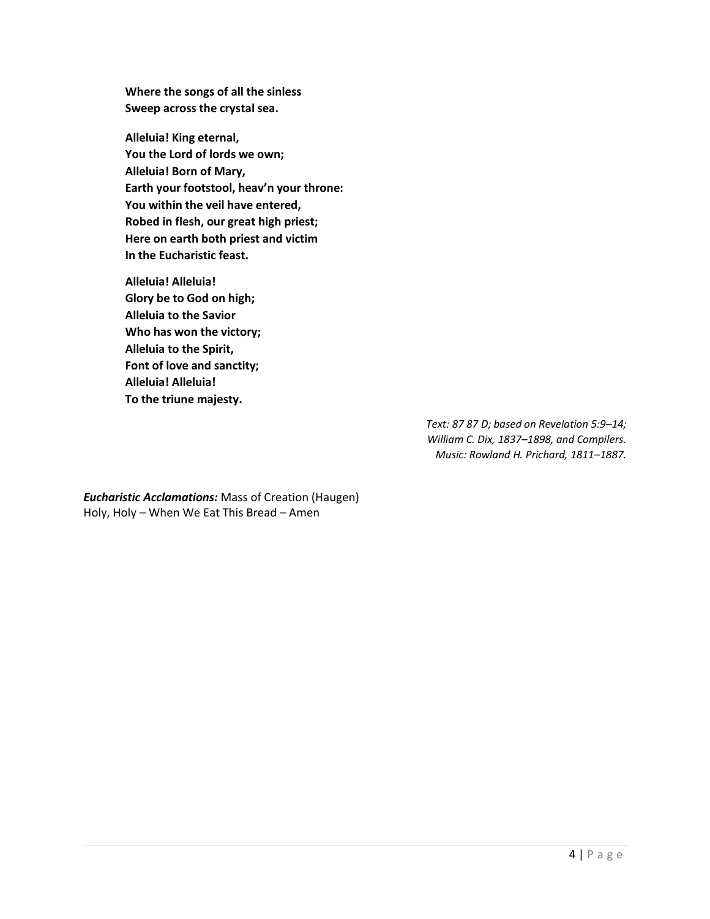**Where the songs of all the sinless**
**Sweep across the crystal sea.**

**Alleluia! King eternal,**
**You the Lord of lords we own;**
**Alleluia! Born of Mary,**
**Earth your footstool, heav'n your throne:**
**You within the veil have entered,**
**Robed in flesh, our great high priest;**
**Here on earth both priest and victim**
**In the Eucharistic feast.**

**Alleluia! Alleluia!**
**Glory be to God on high;**
**Alleluia to the Savior**
**Who has won the victory;**
**Alleluia to the Spirit,**
**Font of love and sanctity;**
**Alleluia! Alleluia!**
**To the triune majesty.**

*Text: 87 87 D; based on Revelation 5:9–14;*
*William C. Dix, 1837–1898, and Compilers.*
*Music: Rowland H. Prichard, 1811–1887.*

***Eucharistic Acclamations:*** Mass of Creation (Haugen)
Holy, Holy – When We Eat This Bread – Amen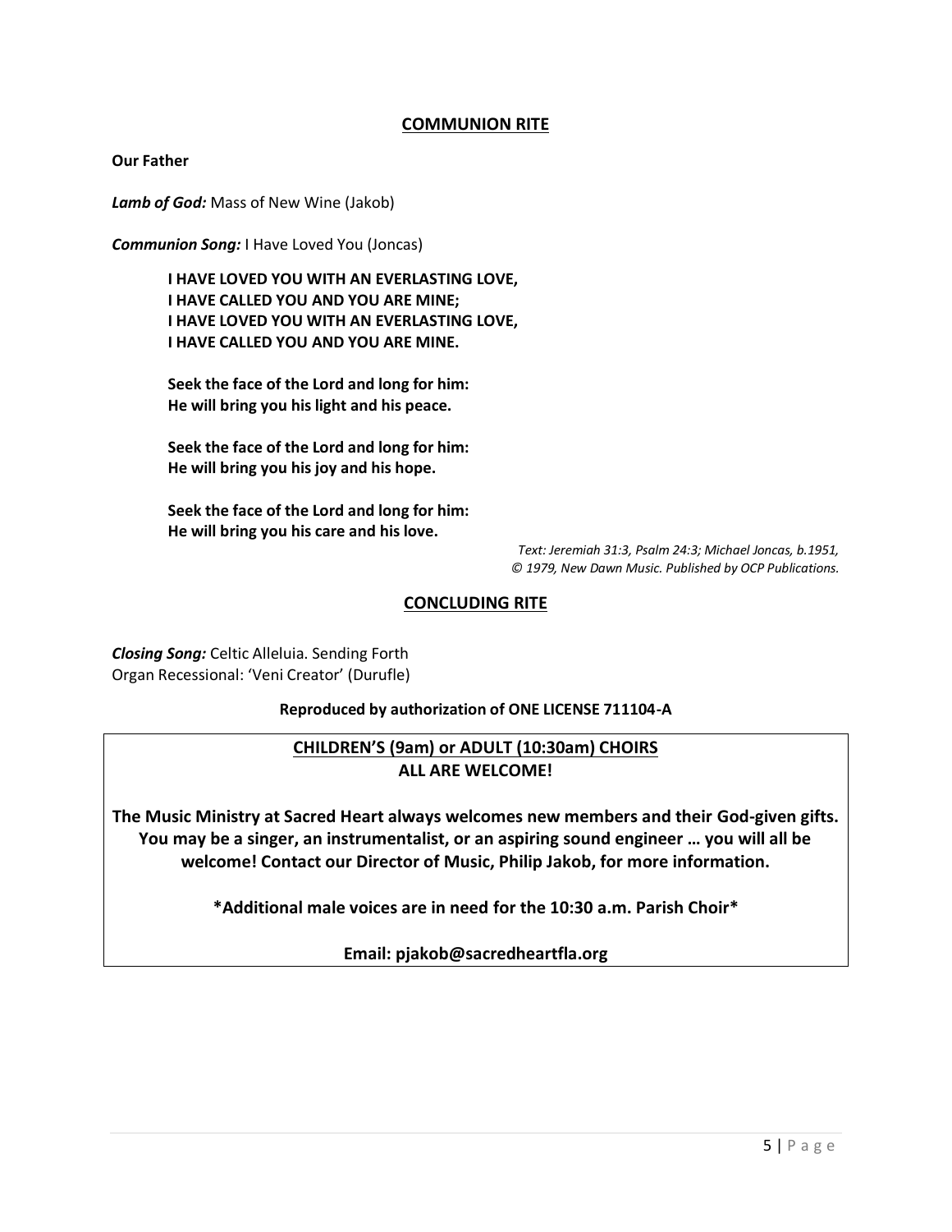## COMMUNION RITE

**Our Father**

***Lamb of God:*** Mass of New Wine (Jakob)

***Communion Song:*** I Have Loved You (Joncas)

**I HAVE LOVED YOU WITH AN EVERLASTING LOVE,**
**I HAVE CALLED YOU AND YOU ARE MINE;**
**I HAVE LOVED YOU WITH AN EVERLASTING LOVE,**
**I HAVE CALLED YOU AND YOU ARE MINE.**

**Seek the face of the Lord and long for him:**
**He will bring you his light and his peace.**

**Seek the face of the Lord and long for him:**
**He will bring you his joy and his hope.**

**Seek the face of the Lord and long for him:**
**He will bring you his care and his love.**

*Text: Jeremiah 31:3, Psalm 24:3; Michael Joncas, b.1951,*
*© 1979, New Dawn Music. Published by OCP Publications.*

## CONCLUDING RITE

***Closing Song:*** Celtic Alleluia. Sending Forth
Organ Recessional: 'Veni Creator' (Durufle)

**Reproduced by authorization of ONE LICENSE 711104-A**

**CHILDREN'S (9am) or ADULT (10:30am) CHOIRS**
**ALL ARE WELCOME!**

**The Music Ministry at Sacred Heart always welcomes new members and their God-given gifts. You may be a singer, an instrumentalist, or an aspiring sound engineer … you will all be welcome! Contact our Director of Music, Philip Jakob, for more information.**

**\*Additional male voices are in need for the 10:30 a.m. Parish Choir\***

**Email: pjakob@sacredheartfla.org**